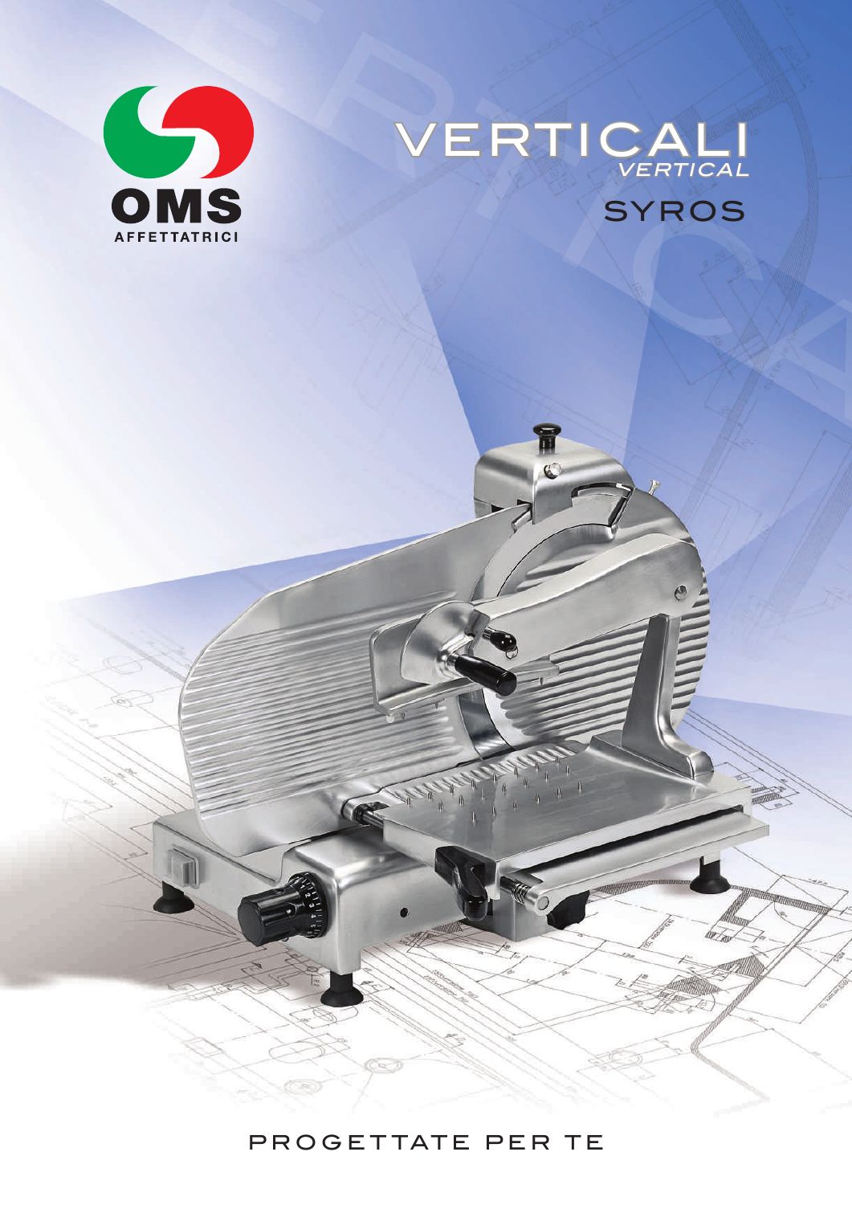OMS

AFFETTATRICI

# VERTICALI

*VERTICAL*

## SYROS

PROGETTATE PER TE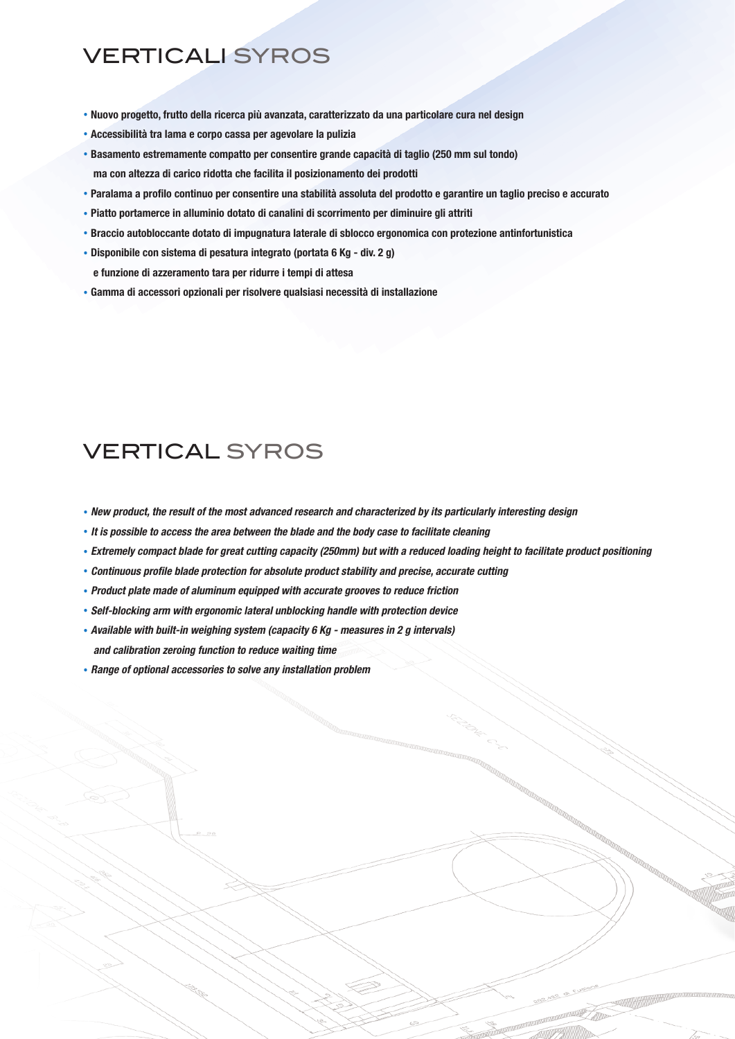# VERTICALI SYROS

- **Nuovo progetto, frutto della ricerca più avanzata, caratterizzato da una particolare cura nel design**
- **Accessibilità tra lama e corpo cassa per agevolare la pulizia**
- **Basamento estremamente compatto per consentire grande capacità di taglio (250 mm sul tondo) ma con altezza di carico ridotta che facilita il posizionamento dei prodotti**
- **Paralama a profilo continuo per consentire una stabilità assoluta del prodotto e garantire un taglio preciso e accurato**
- **Piatto portamerce in alluminio dotato di canalini di scorrimento per diminuire gli attriti**
- **Braccio autobloccante dotato di impugnatura laterale di sblocco ergonomica con protezione antinfortunistica**
- **Disponibile con sistema di pesatura integrato (portata 6 Kg - div. 2 g) e funzione di azzeramento tara per ridurre i tempi di attesa**
- **Gamma di accessori opzionali per risolvere qualsiasi necessità di installazione**

# VERTICAL SYROS

- ***New product, the result of the most advanced research and characterized by its particularly interesting design***
- ***It is possible to access the area between the blade and the body case to facilitate cleaning***
- ***Extremely compact blade for great cutting capacity (250mm) but with a reduced loading height to facilitate product positioning***
- ***Continuous profile blade protection for absolute product stability and precise, accurate cutting***
- ***Product plate made of aluminum equipped with accurate grooves to reduce friction***
- ***Self-blocking arm with ergonomic lateral unblocking handle with protection device***
- ***Available with built-in weighing system (capacity 6 Kg - measures in 2 g intervals) and calibration zeroing function to reduce waiting time***
- ***Range of optional accessories to solve any installation problem***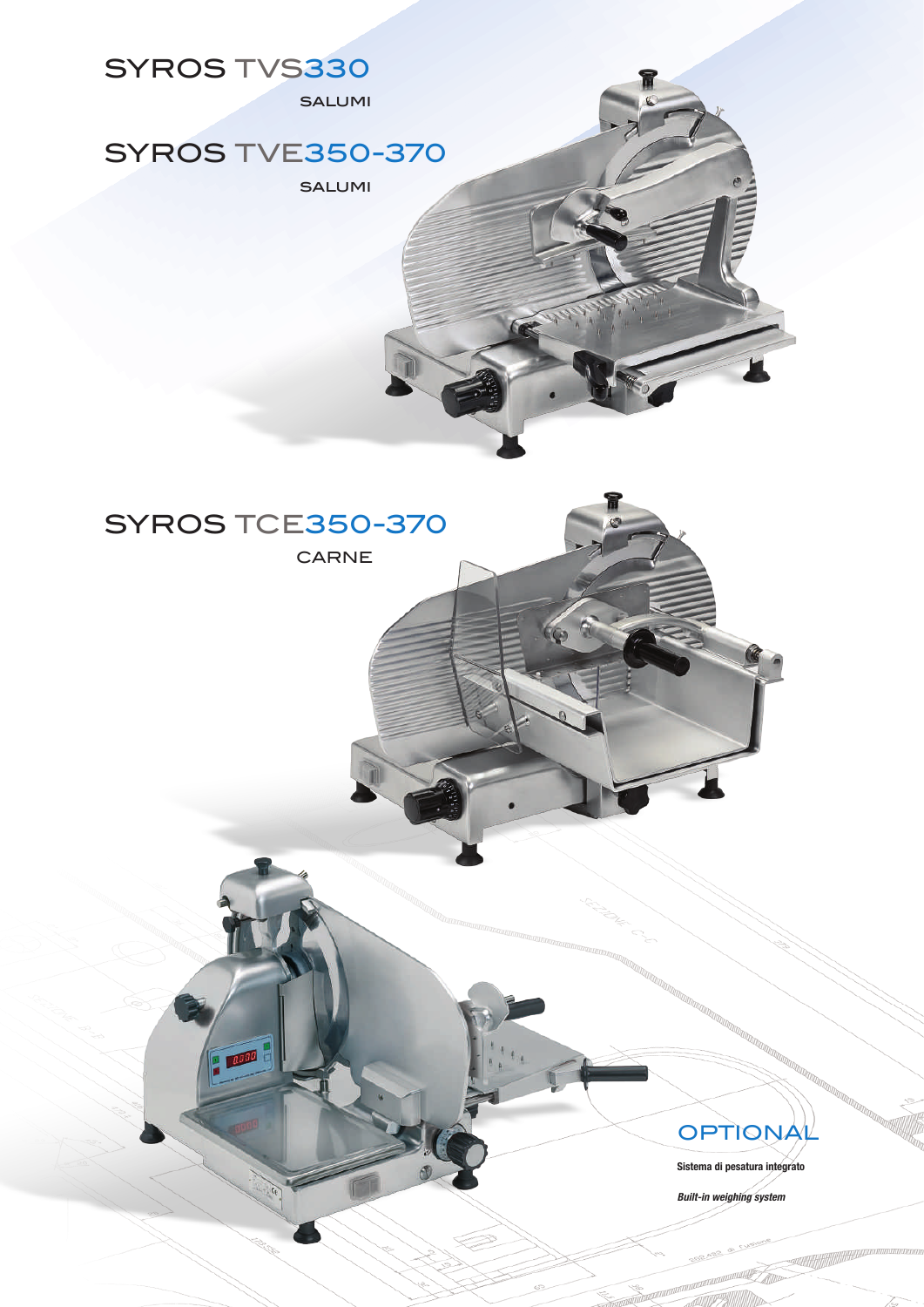# SYROS TVS330

SALUMI

# SYROS TVE350-370

SALUMI

# SYROS TCE350-370

CARNE

## OPTIONAL

**Sistema di pesatura integrato**

***Built-in weighing system***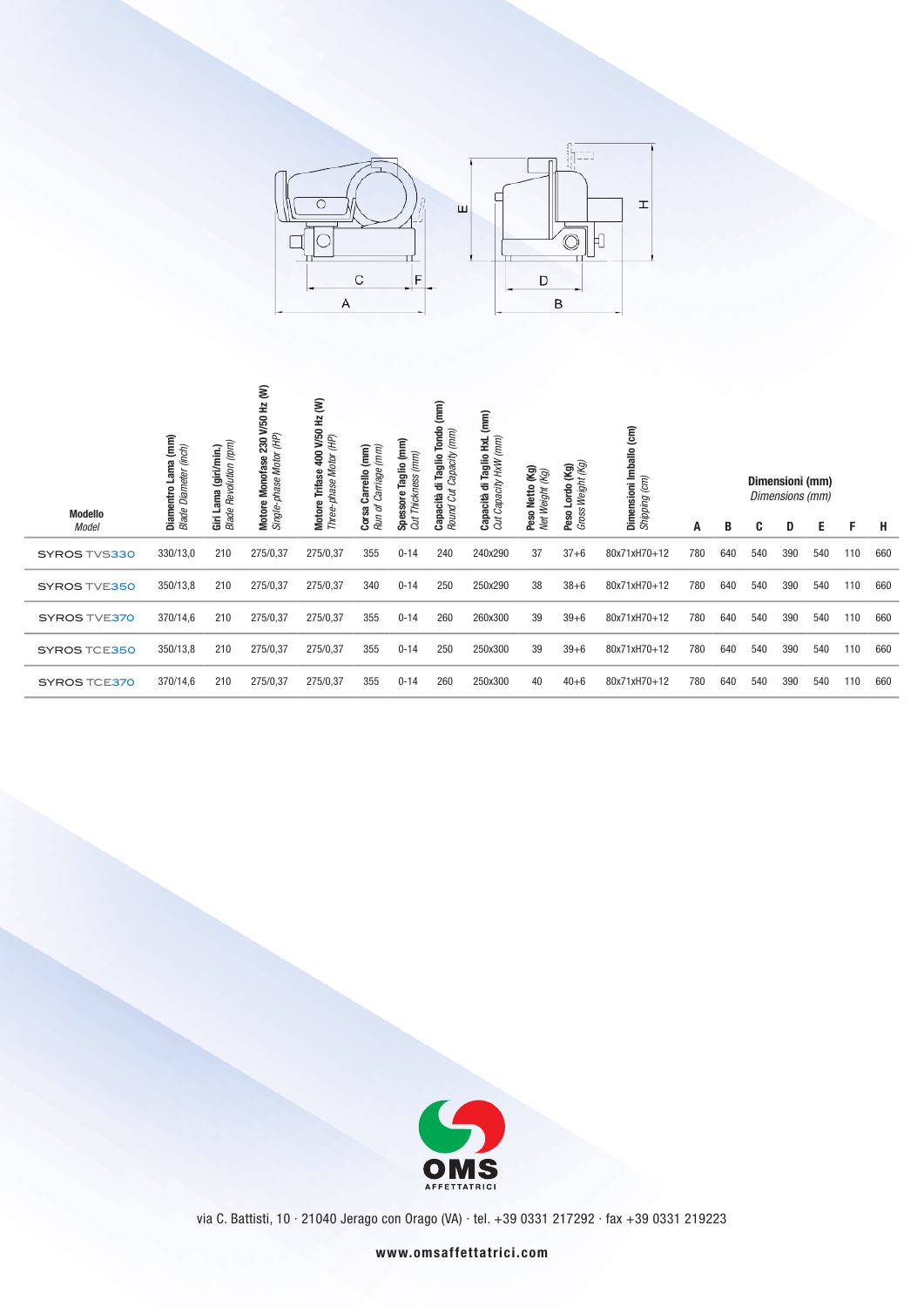A B C D E F H

| Modello *Model* | Diamentro Lama (mm) *Blade Diameter (inch)* | Giri Lama (giri/min.) *Blade Revolution (rpm)* | Motore Monofase 230 V/50 Hz (W) *Single-phase Motor (HP)* | Motore Trifase 400 V/50 Hz (W) *Three-phase Motor (HP)* | Corsa Carrello (mm) *Run of Carriage (mm)* | Spessore Taglio (mm) *Cut Thickness (mm)* | Capacità di Taglio Tondo (mm) *Round Cut Capacity (mm)* | Capacità di Taglio HxL (mm) *Cut Capacity HxW (mm)* | Peso Netto (Kg) *Net Weight (Kg)* | Peso Lordo (Kg) *Gross Weight (Kg)* | Dimensioni Imballo (cm) *Shipping (cm)* | Dimensioni (mm) *Dimensions (mm)* | | | | | | |
|---|---|---|---|---|---|---|---|---|---|---|---|---|---|---|---|---|---|---|
| | | | | | | | | | | | | A | B | C | D | E | F | H |
| SYROS TVS330 | 330/13,0 | 210 | 275/0,37 | 275/0,37 | 355 | 0-14 | 240 | 240x290 | 37 | 37+6 | 80x71xH70+12 | 780 | 640 | 540 | 390 | 540 | 110 | 660 |
| SYROS TVE350 | 350/13,8 | 210 | 275/0,37 | 275/0,37 | 340 | 0-14 | 250 | 250x290 | 38 | 38+6 | 80x71xH70+12 | 780 | 640 | 540 | 390 | 540 | 110 | 660 |
| SYROS TVE370 | 370/14,6 | 210 | 275/0,37 | 275/0,37 | 355 | 0-14 | 260 | 260x300 | 39 | 39+6 | 80x71xH70+12 | 780 | 640 | 540 | 390 | 540 | 110 | 660 |
| SYROS TCE350 | 350/13,8 | 210 | 275/0,37 | 275/0,37 | 355 | 0-14 | 250 | 250x300 | 39 | 39+6 | 80x71xH70+12 | 780 | 640 | 540 | 390 | 540 | 110 | 660 |
| SYROS TCE370 | 370/14,6 | 210 | 275/0,37 | 275/0,37 | 355 | 0-14 | 260 | 250x300 | 40 | 40+6 | 80x71xH70+12 | 780 | 640 | 540 | 390 | 540 | 110 | 660 |

OMS
AFFETTATRICI

via C. Battisti, 10 · 21040 Jerago con Orago (VA) · tel. +39 0331 217292 · fax +39 0331 219223

**www.omsaffettatrici.com**